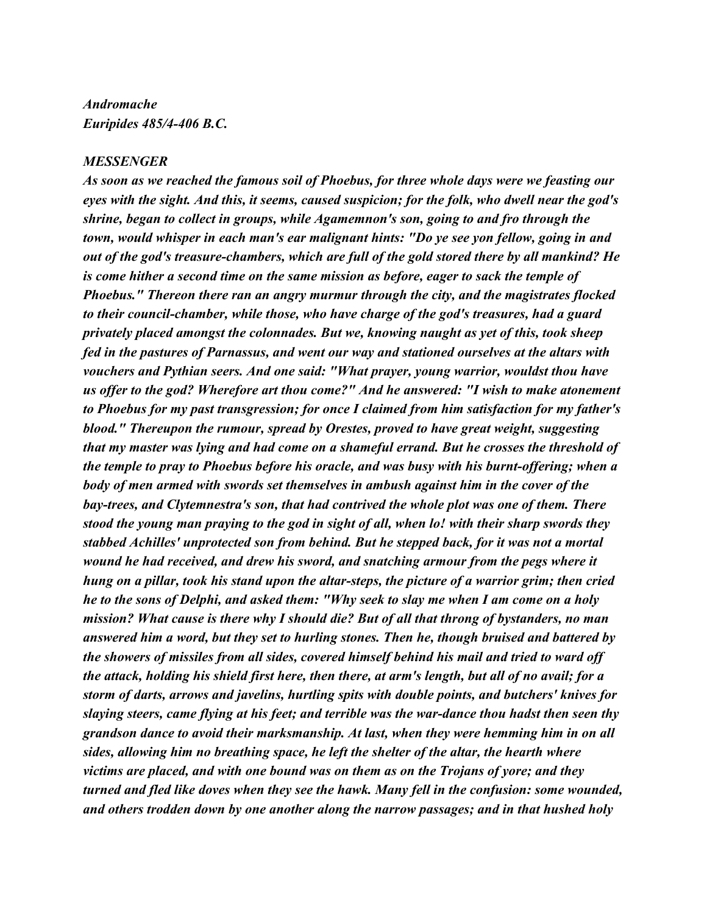*Andromache*
*Euripides 485/4-406 B.C.*

*MESSENGER*

*As soon as we reached the famous soil of Phoebus, for three whole days were we feasting our eyes with the sight. And this, it seems, caused suspicion; for the folk, who dwell near the god's shrine, began to collect in groups, while Agamemnon's son, going to and fro through the town, would whisper in each man's ear malignant hints: "Do ye see yon fellow, going in and out of the god's treasure-chambers, which are full of the gold stored there by all mankind? He is come hither a second time on the same mission as before, eager to sack the temple of Phoebus." Thereon there ran an angry murmur through the city, and the magistrates flocked to their council-chamber, while those, who have charge of the god's treasures, had a guard privately placed amongst the colonnades. But we, knowing naught as yet of this, took sheep fed in the pastures of Parnassus, and went our way and stationed ourselves at the altars with vouchers and Pythian seers. And one said: "What prayer, young warrior, wouldst thou have us offer to the god? Wherefore art thou come?" And he answered: "I wish to make atonement to Phoebus for my past transgression; for once I claimed from him satisfaction for my father's blood." Thereupon the rumour, spread by Orestes, proved to have great weight, suggesting that my master was lying and had come on a shameful errand. But he crosses the threshold of the temple to pray to Phoebus before his oracle, and was busy with his burnt-offering; when a body of men armed with swords set themselves in ambush against him in the cover of the bay-trees, and Clytemnestra's son, that had contrived the whole plot was one of them. There stood the young man praying to the god in sight of all, when lo! with their sharp swords they stabbed Achilles' unprotected son from behind. But he stepped back, for it was not a mortal wound he had received, and drew his sword, and snatching armour from the pegs where it hung on a pillar, took his stand upon the altar-steps, the picture of a warrior grim; then cried he to the sons of Delphi, and asked them: "Why seek to slay me when I am come on a holy mission? What cause is there why I should die? But of all that throng of bystanders, no man answered him a word, but they set to hurling stones. Then he, though bruised and battered by the showers of missiles from all sides, covered himself behind his mail and tried to ward off the attack, holding his shield first here, then there, at arm's length, but all of no avail; for a storm of darts, arrows and javelins, hurtling spits with double points, and butchers' knives for slaying steers, came flying at his feet; and terrible was the war-dance thou hadst then seen thy grandson dance to avoid their marksmanship. At last, when they were hemming him in on all sides, allowing him no breathing space, he left the shelter of the altar, the hearth where victims are placed, and with one bound was on them as on the Trojans of yore; and they turned and fled like doves when they see the hawk. Many fell in the confusion: some wounded, and others trodden down by one another along the narrow passages; and in that hushed holy*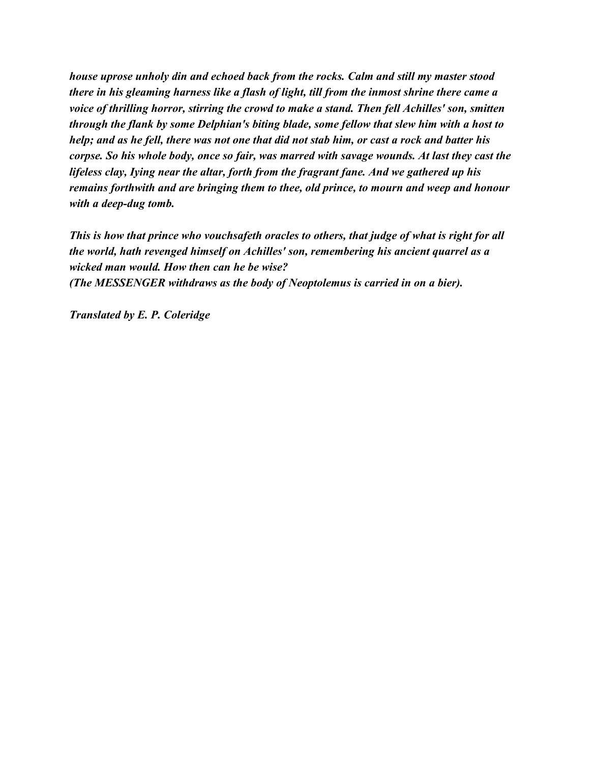*house uprose unholy din and echoed back from the rocks. Calm and still my master stood there in his gleaming harness like a flash of light, till from the inmost shrine there came a voice of thrilling horror, stirring the crowd to make a stand. Then fell Achilles' son, smitten through the flank by some Delphian's biting blade, some fellow that slew him with a host to help; and as he fell, there was not one that did not stab him, or cast a rock and batter his corpse. So his whole body, once so fair, was marred with savage wounds. At last they cast the lifeless clay, Iying near the altar, forth from the fragrant fane. And we gathered up his remains forthwith and are bringing them to thee, old prince, to mourn and weep and honour with a deep-dug tomb.*

*This is how that prince who vouchsafeth oracles to others, that judge of what is right for all the world, hath revenged himself on Achilles' son, remembering his ancient quarrel as a wicked man would. How then can he be wise?*
*(The MESSENGER withdraws as the body of Neoptolemus is carried in on a bier).*

*Translated by E. P. Coleridge*